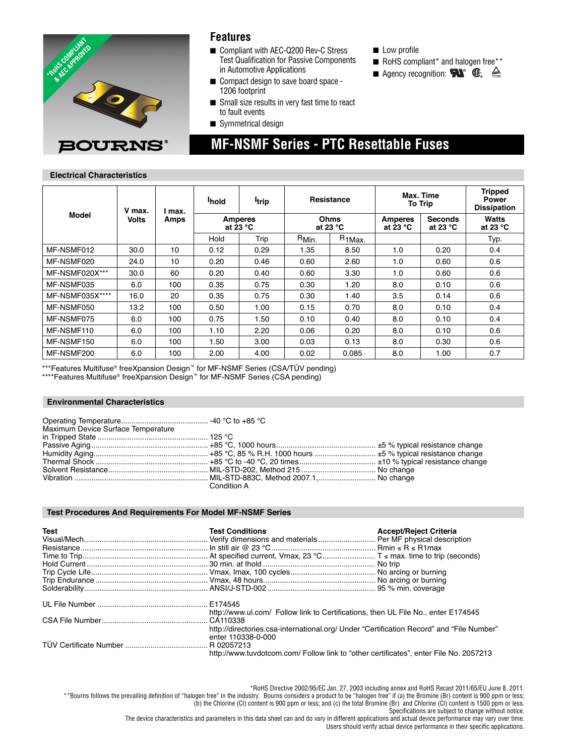*RoHS COMPLIANT & AEC APPROVED

BOURNS®

## Features

- Compliant with AEC-Q200 Rev-C Stress Test Qualification for Passive Components in Automotive Applications
- Compact design to save board space - 1206 footprint
- Small size results in very fast time to react to fault events
- Symmetrical design
- Low profile
- RoHS compliant* and halogen free**
- Agency recognition:

# MF-NSMF Series - PTC Resettable Fuses

## Electrical Characteristics

| Model | V max. Volts | I max. Amps | $I_{hold}$ | $I_{trip}$ | Resistance | | Max. Time To Trip | | Tripped Power Dissipation |
|---|---|---|---|---|---|---|---|---|---|
| | | | Amperes at 23 °C | | Ohms at 23 °C | | Amperes at 23 °C | Seconds at 23 °C | Watts at 23 °C |
| | | | Hold | Trip | $R_{Min.}$ | $R_{1Max.}$ | | | Typ. |
| MF-NSMF012 | 30.0 | 10 | 0.12 | 0.29 | 1.35 | 8.50 | 1.0 | 0.20 | 0.4 |
| MF-NSMF020 | 24.0 | 10 | 0.20 | 0.46 | 0.60 | 2.60 | 1.0 | 0.60 | 0.6 |
| MF-NSMF020X*** | 30.0 | 60 | 0.20 | 0.40 | 0.60 | 3.30 | 1.0 | 0.60 | 0.6 |
| MF-NSMF035 | 6.0 | 100 | 0.35 | 0.75 | 0.30 | 1.20 | 8.0 | 0.10 | 0.6 |
| MF-NSMF035X**** | 16.0 | 20 | 0.35 | 0.75 | 0.30 | 1.40 | 3.5 | 0.14 | 0.6 |
| MF-NSMF050 | 13.2 | 100 | 0.50 | 1.00 | 0.15 | 0.70 | 8.0 | 0.10 | 0.4 |
| MF-NSMF075 | 6.0 | 100 | 0.75 | 1.50 | 0.10 | 0.40 | 8.0 | 0.10 | 0.4 |
| MF-NSMF110 | 6.0 | 100 | 1.10 | 2.20 | 0.06 | 0.20 | 8.0 | 0.10 | 0.6 |
| MF-NSMF150 | 6.0 | 100 | 1.50 | 3.00 | 0.03 | 0.13 | 8.0 | 0.30 | 0.6 |
| MF-NSMF200 | 6.0 | 100 | 2.00 | 4.00 | 0.02 | 0.085 | 8.0 | 1.00 | 0.7 |

***Features Multifuse® freeXpansion Design™ for MF-NSMF Series (CSA/TÜV pending)
****Features Multifuse® freeXpansion Design™ for MF-NSMF Series (CSA pending)

## Environmental Characteristics

| | | |
|---|---|---|
| Operating Temperature | -40 °C to +85 °C | |
| Maximum Device Surface Temperature in Tripped State | 125 °C | |
| Passive Aging | +85 °C, 1000 hours | ±5 % typical resistance change |
| Humidity Aging | +85 °C, 85 % R.H. 1000 hours | ±5 % typical resistance change |
| Thermal Shock | +85 °C to -40 °C, 20 times | ±10 % typical resistance change |
| Solvent Resistance | MIL-STD-202, Method 215 | No change |
| Vibration | MIL-STD-883C, Method 2007.1, Condition A | No change |

## Test Procedures And Requirements For Model MF-NSMF Series

| Test | Test Conditions | Accept/Reject Criteria |
|---|---|---|
| Visual/Mech. | Verify dimensions and materials | Per MF physical description |
| Resistance | In still air @ 23 °C | Rmin ≤ R ≤ R1max |
| Time to Trip | At specified current, Vmax, 23 °C | T ≤ max. time to trip (seconds) |
| Hold Current | 30 min. at Ihold | No trip |
| Trip Cycle Life | Vmax, Imax, 100 cycles | No arcing or burning |
| Trip Endurance | Vmax, 48 hours | No arcing or burning |
| Solderability | ANSI/J-STD-002 | 95 % min. coverage |

UL File Number: E174545
http://www.ul.com/ Follow link to Certifications, then UL File No., enter E174545

CSA File Number: CA110338
http://directories.csa-international.org/ Under "Certification Record" and "File Number" enter 110338-0-000

TÜV Certificate Number: R 02057213
http://www.tuvdotcom.com/ Follow link to "other certificates", enter File No. 2057213

*RoHS Directive 2002/95/EC Jan. 27, 2003 including annex and RoHS Recast 2011/65/EU June 8, 2011.
**Bourns follows the prevailing definition of "halogen free" in the industry. Bourns considers a product to be "halogen free" if (a) the Bromine (Br) content is 900 ppm or less; (b) the Chlorine (Cl) content is 900 ppm or less; and (c) the total Bromine (Br) and Chlorine (Cl) content is 1500 ppm or less.
Specifications are subject to change without notice.
The device characteristics and parameters in this data sheet can and do vary in different applications and actual device performance may vary over time.
Users should verify actual device performance in their specific applications.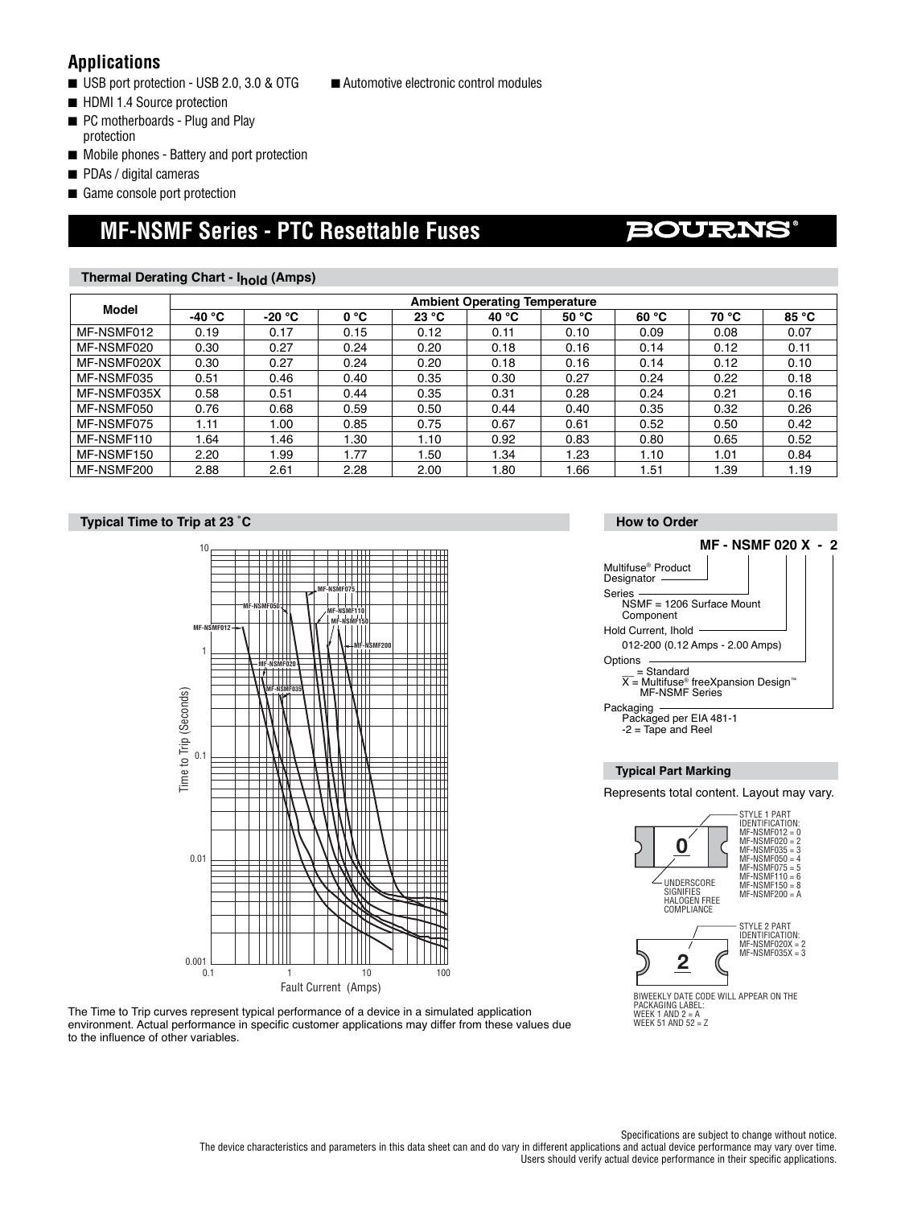## Applications

- USB port protection - USB 2.0, 3.0 & OTG
- HDMI 1.4 Source protection
- PC motherboards - Plug and Play protection
- Mobile phones - Battery and port protection
- PDAs / digital cameras
- Game console port protection
- Automotive electronic control modules

# MF-NSMF Series - PTC Resettable Fuses

### Thermal Derating Chart - $I_{hold}$ (Amps)

| Model | Ambient Operating Temperature | | | | | | | | |
|---|---|---|---|---|---|---|---|---|---|
| | -40 °C | -20 °C | 0 °C | 23 °C | 40 °C | 50 °C | 60 °C | 70 °C | 85 °C |
| MF-NSMF012 | 0.19 | 0.17 | 0.15 | 0.12 | 0.11 | 0.10 | 0.09 | 0.08 | 0.07 |
| MF-NSMF020 | 0.30 | 0.27 | 0.24 | 0.20 | 0.18 | 0.16 | 0.14 | 0.12 | 0.11 |
| MF-NSMF020X | 0.30 | 0.27 | 0.24 | 0.20 | 0.18 | 0.16 | 0.14 | 0.12 | 0.10 |
| MF-NSMF035 | 0.51 | 0.46 | 0.40 | 0.35 | 0.30 | 0.27 | 0.24 | 0.22 | 0.18 |
| MF-NSMF035X | 0.58 | 0.51 | 0.44 | 0.35 | 0.31 | 0.28 | 0.24 | 0.21 | 0.16 |
| MF-NSMF050 | 0.76 | 0.68 | 0.59 | 0.50 | 0.44 | 0.40 | 0.35 | 0.32 | 0.26 |
| MF-NSMF075 | 1.11 | 1.00 | 0.85 | 0.75 | 0.67 | 0.61 | 0.52 | 0.50 | 0.42 |
| MF-NSMF110 | 1.64 | 1.46 | 1.30 | 1.10 | 0.92 | 0.83 | 0.80 | 0.65 | 0.52 |
| MF-NSMF150 | 2.20 | 1.99 | 1.77 | 1.50 | 1.34 | 1.23 | 1.10 | 1.01 | 0.84 |
| MF-NSMF200 | 2.88 | 2.61 | 2.28 | 2.00 | 1.80 | 1.66 | 1.51 | 1.39 | 1.19 |

### Typical Time to Trip at 23 °C

(Chart: Time to Trip (Seconds) vs. Fault Current (Amps); curves for MF-NSMF012, MF-NSMF020, MF-NSMF035, MF-NSMF050, MF-NSMF075, MF-NSMF110, MF-NSMF150, MF-NSMF200)

The Time to Trip curves represent typical performance of a device in a simulated application environment. Actual performance in specific customer applications may differ from these values due to the influence of other variables.

### How to Order

**MF - NSMF 020 X - 2**

- Multifuse® Product Designator
- Series
  - NSMF = 1206 Surface Mount Component
- Hold Current, Ihold
  - 012-200 (0.12 Amps - 2.00 Amps)
- Options
  - __ = Standard
  - X = Multifuse® freeXpansion Design™ MF-NSMF Series
- Packaging
  - Packaged per EIA 481-1
  - -2 = Tape and Reel

### Typical Part Marking

Represents total content. Layout may vary.

STYLE 1 PART IDENTIFICATION:
MF-NSMF012 = 0
MF-NSMF020 = 2
MF-NSMF035 = 3
MF-NSMF050 = 4
MF-NSMF075 = 5
MF-NSMF110 = 6
MF-NSMF150 = 8
MF-NSMF200 = A

UNDERSCORE SIGNIFIES HALOGEN FREE COMPLIANCE

STYLE 2 PART IDENTIFICATION:
MF-NSMF020X = 2
MF-NSMF035X = 3

BIWEEKLY DATE CODE WILL APPEAR ON THE PACKAGING LABEL:
WEEK 1 AND 2 = A
WEEK 51 AND 52 = Z

Specifications are subject to change without notice.
The device characteristics and parameters in this data sheet can and do vary in different applications and actual device performance may vary over time.
Users should verify actual device performance in their specific applications.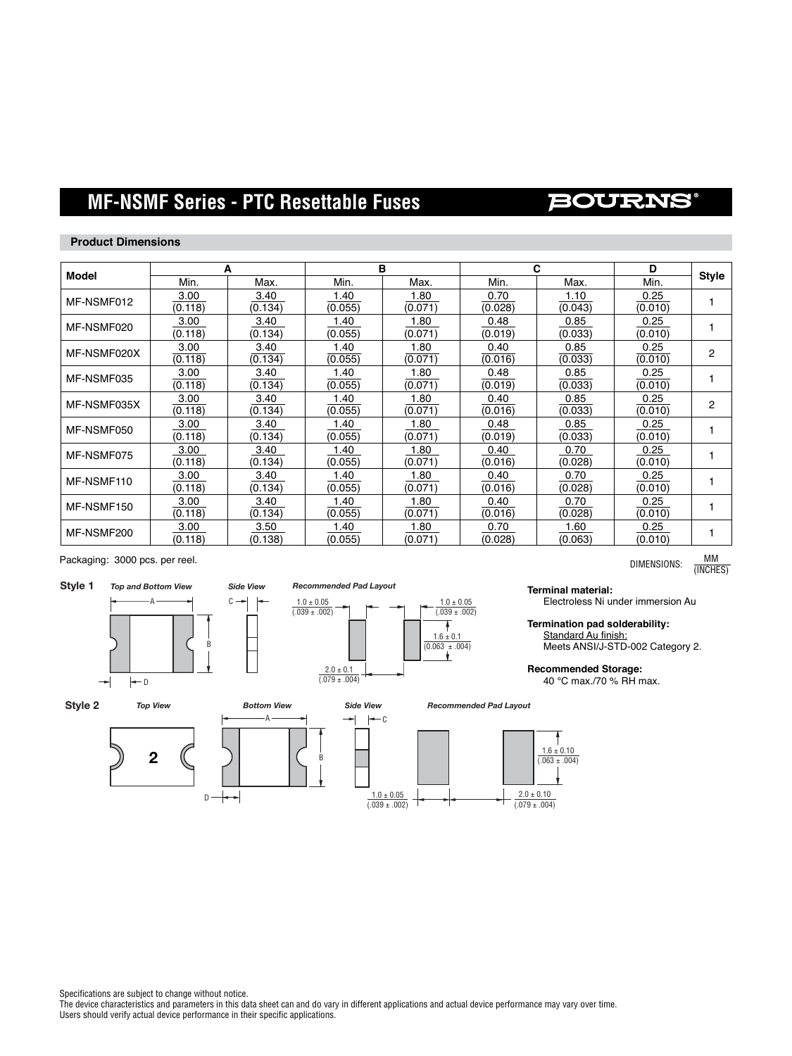# MF-NSMF Series - PTC Resettable Fuses

## Product Dimensions

| Model | A | | B | | C | | D | Style |
|---|---|---|---|---|---|---|---|---|
| | Min. | Max. | Min. | Max. | Min. | Max. | Min. | |
| MF-NSMF012 | 3.00 (0.118) | 3.40 (0.134) | 1.40 (0.055) | 1.80 (0.071) | 0.70 (0.028) | 1.10 (0.043) | 0.25 (0.010) | 1 |
| MF-NSMF020 | 3.00 (0.118) | 3.40 (0.134) | 1.40 (0.055) | 1.80 (0.071) | 0.48 (0.019) | 0.85 (0.033) | 0.25 (0.010) | 1 |
| MF-NSMF020X | 3.00 (0.118) | 3.40 (0.134) | 1.40 (0.055) | 1.80 (0.071) | 0.40 (0.016) | 0.85 (0.033) | 0.25 (0.010) | 2 |
| MF-NSMF035 | 3.00 (0.118) | 3.40 (0.134) | 1.40 (0.055) | 1.80 (0.071) | 0.48 (0.019) | 0.85 (0.033) | 0.25 (0.010) | 1 |
| MF-NSMF035X | 3.00 (0.118) | 3.40 (0.134) | 1.40 (0.055) | 1.80 (0.071) | 0.40 (0.016) | 0.85 (0.033) | 0.25 (0.010) | 2 |
| MF-NSMF050 | 3.00 (0.118) | 3.40 (0.134) | 1.40 (0.055) | 1.80 (0.071) | 0.48 (0.019) | 0.85 (0.033) | 0.25 (0.010) | 1 |
| MF-NSMF075 | 3.00 (0.118) | 3.40 (0.134) | 1.40 (0.055) | 1.80 (0.071) | 0.40 (0.016) | 0.70 (0.028) | 0.25 (0.010) | 1 |
| MF-NSMF110 | 3.00 (0.118) | 3.40 (0.134) | 1.40 (0.055) | 1.80 (0.071) | 0.40 (0.016) | 0.70 (0.028) | 0.25 (0.010) | 1 |
| MF-NSMF150 | 3.00 (0.118) | 3.40 (0.134) | 1.40 (0.055) | 1.80 (0.071) | 0.40 (0.016) | 0.70 (0.028) | 0.25 (0.010) | 1 |
| MF-NSMF200 | 3.00 (0.118) | 3.50 (0.138) | 1.40 (0.055) | 1.80 (0.071) | 0.70 (0.028) | 1.60 (0.063) | 0.25 (0.010) | 1 |

Packaging: 3000 pcs. per reel.

DIMENSIONS: MM (INCHES)

**Style 1**

*Top and Bottom View* — A, B, D

*Side View* — C

*Recommended Pad Layout* — 1.0 ± 0.05 (.039 ± .002); 1.0 ± 0.05 (.039 ± .002); 1.6 ± 0.1 (0.063 ± .004); 2.0 ± 0.1 (.079 ± .004)

**Style 2**

*Top View* — 2

*Bottom View* — A, B, D

*Side View* — C

*Recommended Pad Layout* — 1.6 ± 0.10 (.063 ± .004); 1.0 ± 0.05 (.039 ± .002); 2.0 ± 0.10 (.079 ± .004)

**Terminal material:**
Electroless Ni under immersion Au

**Termination pad solderability:**
Standard Au finish:
Meets ANSI/J-STD-002 Category 2.

**Recommended Storage:**
40 °C max./70 % RH max.

Specifications are subject to change without notice.
The device characteristics and parameters in this data sheet can and do vary in different applications and actual device performance may vary over time.
Users should verify actual device performance in their specific applications.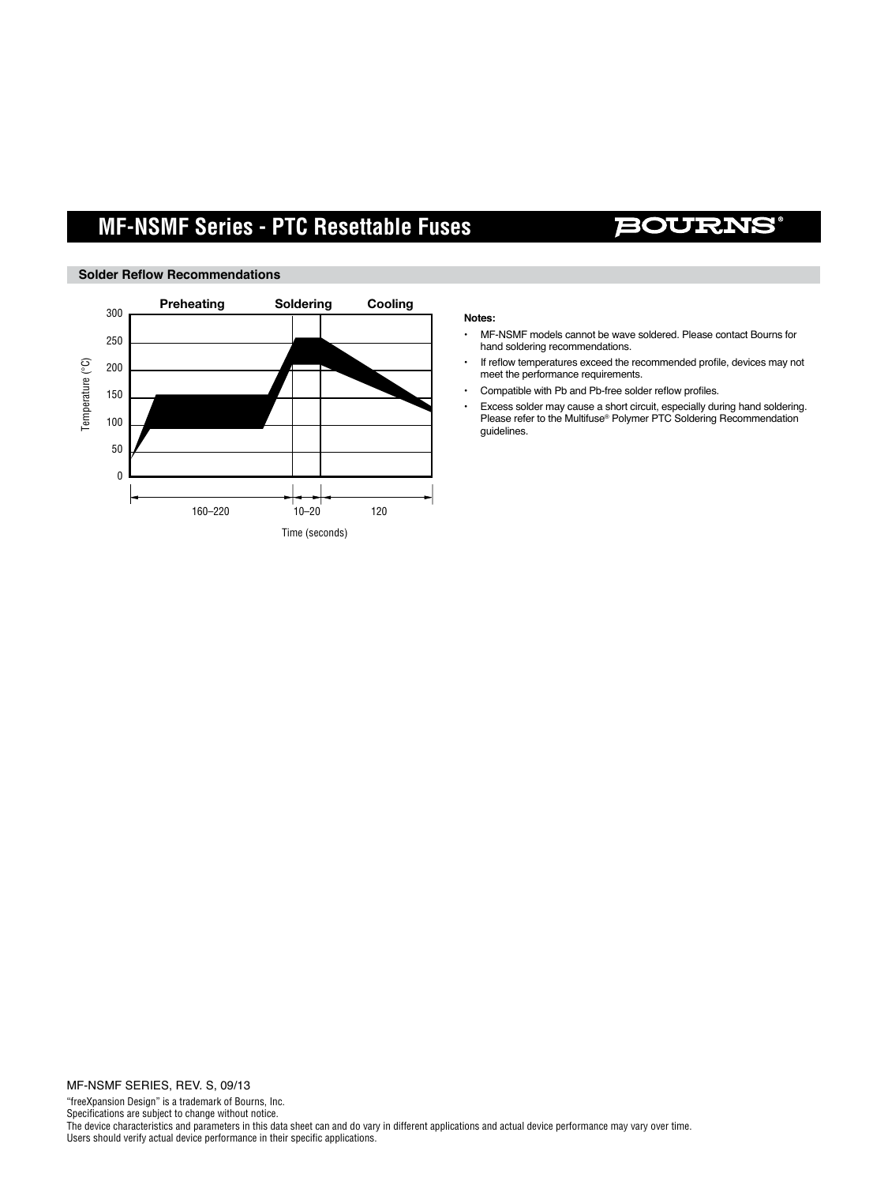## Solder Reflow Recommendations

**Notes:**

- MF-NSMF models cannot be wave soldered. Please contact Bourns for hand soldering recommendations.
- If reflow temperatures exceed the recommended profile, devices may not meet the performance requirements.
- Compatible with Pb and Pb-free solder reflow profiles.
- Excess solder may cause a short circuit, especially during hand soldering. Please refer to the Multifuse® Polymer PTC Soldering Recommendation guidelines.

MF-NSMF SERIES, REV. S, 09/13

"freeXpansion Design" is a trademark of Bourns, Inc.
Specifications are subject to change without notice.
The device characteristics and parameters in this data sheet can and do vary in different applications and actual device performance may vary over time.
Users should verify actual device performance in their specific applications.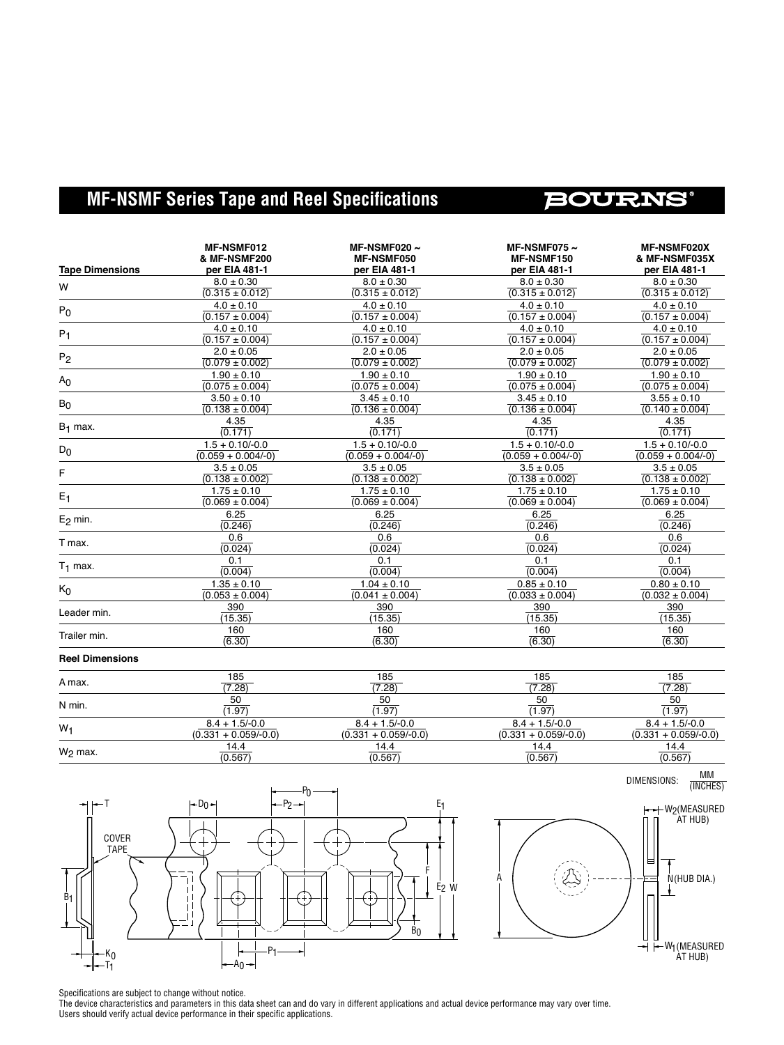## MF-NSMF Series Tape and Reel Specifications

| Tape Dimensions | MF-NSMF012 & MF-NSMF200 per EIA 481-1 | MF-NSMF020 ~ MF-NSMF050 per EIA 481-1 | MF-NSMF075 ~ MF-NSMF150 per EIA 481-1 | MF-NSMF020X & MF-NSMF035X per EIA 481-1 |
|---|---|---|---|---|
| W | 8.0 ± 0.30 (0.315 ± 0.012) | 8.0 ± 0.30 (0.315 ± 0.012) | 8.0 ± 0.30 (0.315 ± 0.012) | 8.0 ± 0.30 (0.315 ± 0.012) |
| $P_0$ | 4.0 ± 0.10 (0.157 ± 0.004) | 4.0 ± 0.10 (0.157 ± 0.004) | 4.0 ± 0.10 (0.157 ± 0.004) | 4.0 ± 0.10 (0.157 ± 0.004) |
| $P_1$ | 4.0 ± 0.10 (0.157 ± 0.004) | 4.0 ± 0.10 (0.157 ± 0.004) | 4.0 ± 0.10 (0.157 ± 0.004) | 4.0 ± 0.10 (0.157 ± 0.004) |
| $P_2$ | 2.0 ± 0.05 (0.079 ± 0.002) | 2.0 ± 0.05 (0.079 ± 0.002) | 2.0 ± 0.05 (0.079 ± 0.002) | 2.0 ± 0.05 (0.079 ± 0.002) |
| $A_0$ | 1.90 ± 0.10 (0.075 ± 0.004) | 1.90 ± 0.10 (0.075 ± 0.004) | 1.90 ± 0.10 (0.075 ± 0.004) | 1.90 ± 0.10 (0.075 ± 0.004) |
| $B_0$ | 3.50 ± 0.10 (0.138 ± 0.004) | 3.45 ± 0.10 (0.136 ± 0.004) | 3.45 ± 0.10 (0.136 ± 0.004) | 3.55 ± 0.10 (0.140 ± 0.004) |
| $B_1$ max. | 4.35 (0.171) | 4.35 (0.171) | 4.35 (0.171) | 4.35 (0.171) |
| $D_0$ | 1.5 + 0.10/-0.0 (0.059 + 0.004/-0) | 1.5 + 0.10/-0.0 (0.059 + 0.004/-0) | 1.5 + 0.10/-0.0 (0.059 + 0.004/-0) | 1.5 + 0.10/-0.0 (0.059 + 0.004/-0) |
| F | 3.5 ± 0.05 (0.138 ± 0.002) | 3.5 ± 0.05 (0.138 ± 0.002) | 3.5 ± 0.05 (0.138 ± 0.002) | 3.5 ± 0.05 (0.138 ± 0.002) |
| $E_1$ | 1.75 ± 0.10 (0.069 ± 0.004) | 1.75 ± 0.10 (0.069 ± 0.004) | 1.75 ± 0.10 (0.069 ± 0.004) | 1.75 ± 0.10 (0.069 ± 0.004) |
| $E_2$ min. | 6.25 (0.246) | 6.25 (0.246) | 6.25 (0.246) | 6.25 (0.246) |
| T max. | 0.6 (0.024) | 0.6 (0.024) | 0.6 (0.024) | 0.6 (0.024) |
| $T_1$ max. | 0.1 (0.004) | 0.1 (0.004) | 0.1 (0.004) | 0.1 (0.004) |
| $K_0$ | 1.35 ± 0.10 (0.053 ± 0.004) | 1.04 ± 0.10 (0.041 ± 0.004) | 0.85 ± 0.10 (0.033 ± 0.004) | 0.80 ± 0.10 (0.032 ± 0.004) |
| Leader min. | 390 (15.35) | 390 (15.35) | 390 (15.35) | 390 (15.35) |
| Trailer min. | 160 (6.30) | 160 (6.30) | 160 (6.30) | 160 (6.30) |
| **Reel Dimensions** | | | | |
| A max. | 185 (7.28) | 185 (7.28) | 185 (7.28) | 185 (7.28) |
| N min. | 50 (1.97) | 50 (1.97) | 50 (1.97) | 50 (1.97) |
| $W_1$ | 8.4 + 1.5/-0.0 (0.331 + 0.059/-0.0) | 8.4 + 1.5/-0.0 (0.331 + 0.059/-0.0) | 8.4 + 1.5/-0.0 (0.331 + 0.059/-0.0) | 8.4 + 1.5/-0.0 (0.331 + 0.059/-0.0) |
| $W_2$ max. | 14.4 (0.567) | 14.4 (0.567) | 14.4 (0.567) | 14.4 (0.567) |

DIMENSIONS: MM (INCHES)

T
COVER TAPE
$B_1$
$K_0$
$T_1$
$D_0$
$P_0$
$P_2$
$E_1$
F
$E_2$
W
$B_0$
$P_1$
$A_0$
A
$W_2$(MEASURED AT HUB)
N(HUB DIA.)
$W_1$(MEASURED AT HUB)

Specifications are subject to change without notice.
The device characteristics and parameters in this data sheet can and do vary in different applications and actual device performance may vary over time.
Users should verify actual device performance in their specific applications.